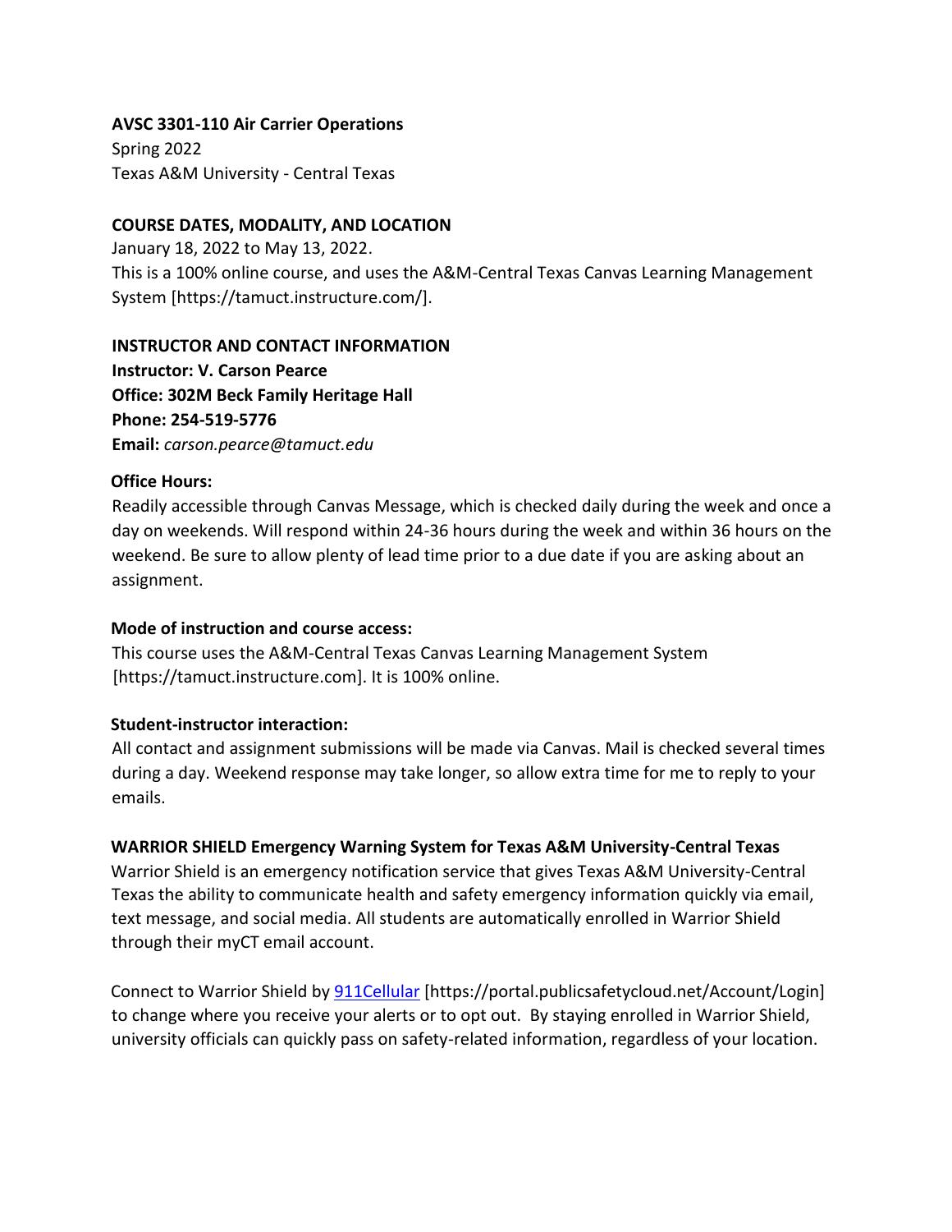**AVSC 3301-110 Air Carrier Operations**
Spring 2022
Texas A&M University - Central Texas

**COURSE DATES, MODALITY, AND LOCATION**
January 18, 2022 to May 13, 2022.
This is a 100% online course, and uses the A&M-Central Texas Canvas Learning Management System [https://tamuct.instructure.com/].

**INSTRUCTOR AND CONTACT INFORMATION**
**Instructor: V. Carson Pearce**
**Office: 302M Beck Family Heritage Hall**
**Phone: 254-519-5776**
**Email:** *carson.pearce@tamuct.edu*

**Office Hours:**
Readily accessible through Canvas Message, which is checked daily during the week and once a day on weekends. Will respond within 24-36 hours during the week and within 36 hours on the weekend. Be sure to allow plenty of lead time prior to a due date if you are asking about an assignment.

**Mode of instruction and course access:**
This course uses the A&M-Central Texas Canvas Learning Management System [https://tamuct.instructure.com]. It is 100% online.

**Student-instructor interaction:**
All contact and assignment submissions will be made via Canvas. Mail is checked several times during a day. Weekend response may take longer, so allow extra time for me to reply to your emails.

**WARRIOR SHIELD Emergency Warning System for Texas A&M University-Central Texas**
Warrior Shield is an emergency notification service that gives Texas A&M University-Central Texas the ability to communicate health and safety emergency information quickly via email, text message, and social media. All students are automatically enrolled in Warrior Shield through their myCT email account.

Connect to Warrior Shield by 911Cellular [https://portal.publicsafetycloud.net/Account/Login] to change where you receive your alerts or to opt out. By staying enrolled in Warrior Shield, university officials can quickly pass on safety-related information, regardless of your location.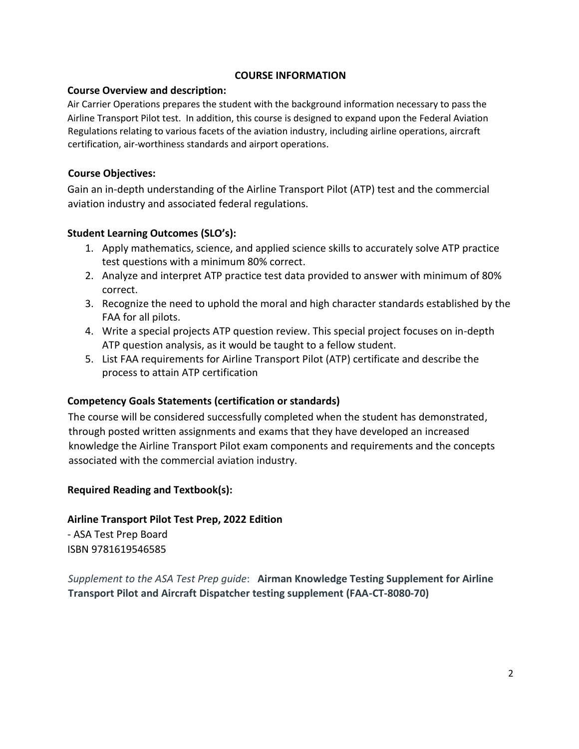## COURSE INFORMATION

### Course Overview and description:

Air Carrier Operations prepares the student with the background information necessary to pass the Airline Transport Pilot test. In addition, this course is designed to expand upon the Federal Aviation Regulations relating to various facets of the aviation industry, including airline operations, aircraft certification, air-worthiness standards and airport operations.

### Course Objectives:

Gain an in-depth understanding of the Airline Transport Pilot (ATP) test and the commercial aviation industry and associated federal regulations.

### Student Learning Outcomes (SLO's):

1. Apply mathematics, science, and applied science skills to accurately solve ATP practice test questions with a minimum 80% correct.
2. Analyze and interpret ATP practice test data provided to answer with minimum of 80% correct.
3. Recognize the need to uphold the moral and high character standards established by the FAA for all pilots.
4. Write a special projects ATP question review. This special project focuses on in-depth ATP question analysis, as it would be taught to a fellow student.
5. List FAA requirements for Airline Transport Pilot (ATP) certificate and describe the process to attain ATP certification

### Competency Goals Statements (certification or standards)

The course will be considered successfully completed when the student has demonstrated, through posted written assignments and exams that they have developed an increased knowledge the Airline Transport Pilot exam components and requirements and the concepts associated with the commercial aviation industry.

### Required Reading and Textbook(s):

**Airline Transport Pilot Test Prep, 2022 Edition**

- ASA Test Prep Board

ISBN 9781619546585

*Supplement to the ASA Test Prep guide*: **Airman Knowledge Testing Supplement for Airline Transport Pilot and Aircraft Dispatcher testing supplement (FAA-CT-8080-70)**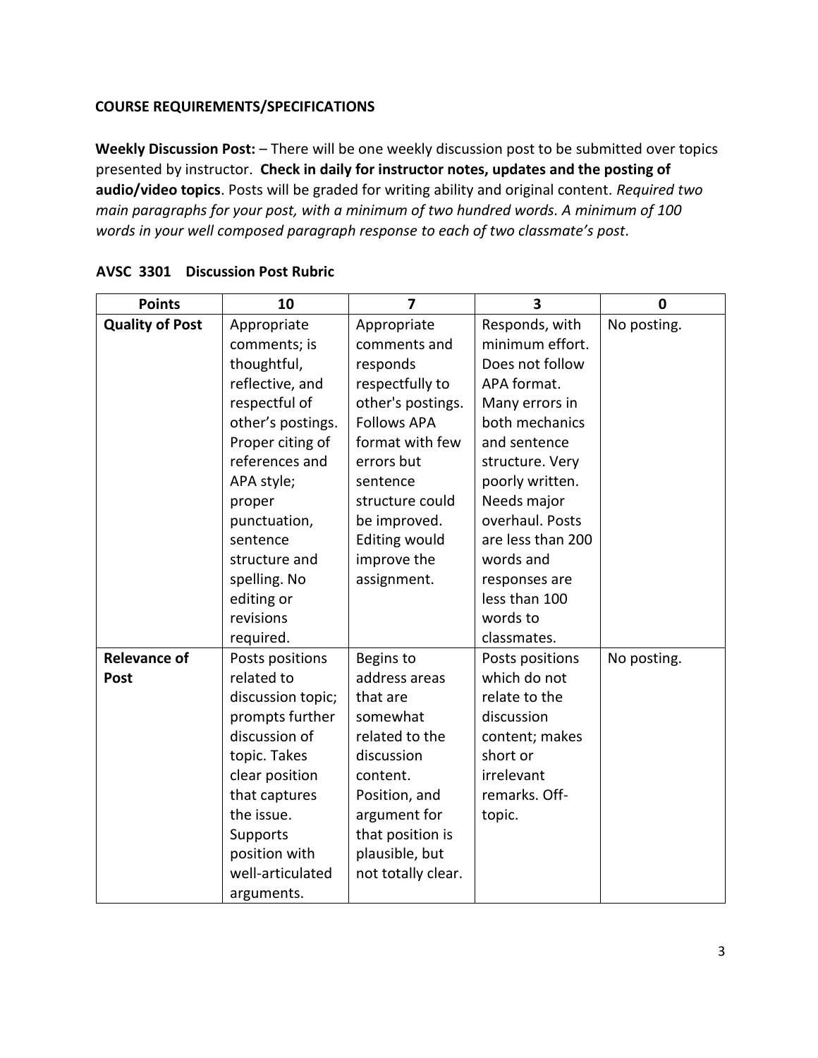**COURSE REQUIREMENTS/SPECIFICATIONS**

**Weekly Discussion Post:** – There will be one weekly discussion post to be submitted over topics presented by instructor. **Check in daily for instructor notes, updates and the posting of audio/video topics**. Posts will be graded for writing ability and original content. *Required two main paragraphs for your post, with a minimum of two hundred words. A minimum of 100 words in your well composed paragraph response to each of two classmate's post.*

**AVSC 3301 Discussion Post Rubric**

| Points | 10 | 7 | 3 | 0 |
|---|---|---|---|---|
| **Quality of Post** | Appropriate comments; is thoughtful, reflective, and respectful of other's postings. Proper citing of references and APA style; proper punctuation, sentence structure and spelling. No editing or revisions required. | Appropriate comments and responds respectfully to other's postings. Follows APA format with few errors but sentence structure could be improved. Editing would improve the assignment. | Responds, with minimum effort. Does not follow APA format. Many errors in both mechanics and sentence structure. Very poorly written. Needs major overhaul. Posts are less than 200 words and responses are less than 100 words to classmates. | No posting. |
| **Relevance of Post** | Posts positions related to discussion topic; prompts further discussion of topic. Takes clear position that captures the issue. Supports position with well-articulated arguments. | Begins to address areas that are somewhat related to the discussion content. Position, and argument for that position is plausible, but not totally clear. | Posts positions which do not relate to the discussion content; makes short or irrelevant remarks. Off-topic. | No posting. |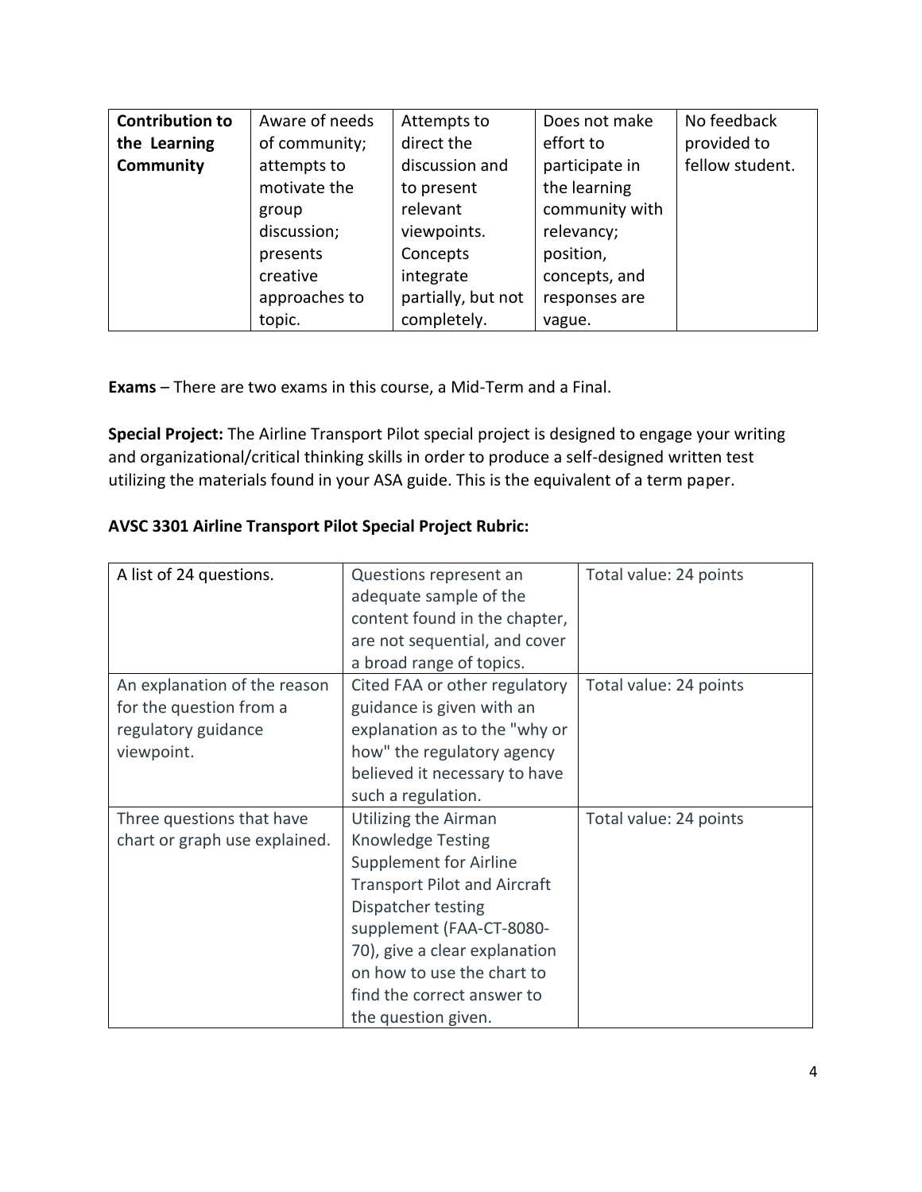| **Contribution to the Learning Community** | Aware of needs of community; attempts to motivate the group discussion; presents creative approaches to topic. | Attempts to direct the discussion and to present relevant viewpoints. Concepts integrate partially, but not completely. | Does not make effort to participate in the learning community with relevancy; position, concepts, and responses are vague. | No feedback provided to fellow student. |
|---|---|---|---|---|

**Exams** – There are two exams in this course, a Mid-Term and a Final.

**Special Project:** The Airline Transport Pilot special project is designed to engage your writing and organizational/critical thinking skills in order to produce a self-designed written test utilizing the materials found in your ASA guide. This is the equivalent of a term paper.

**AVSC 3301 Airline Transport Pilot Special Project Rubric:**

| A list of 24 questions. | Questions represent an adequate sample of the content found in the chapter, are not sequential, and cover a broad range of topics. | Total value: 24 points |
|---|---|---|
| An explanation of the reason for the question from a regulatory guidance viewpoint. | Cited FAA or other regulatory guidance is given with an explanation as to the "why or how" the regulatory agency believed it necessary to have such a regulation. | Total value: 24 points |
| Three questions that have chart or graph use explained. | Utilizing the Airman Knowledge Testing Supplement for Airline Transport Pilot and Aircraft Dispatcher testing supplement (FAA-CT-8080-70), give a clear explanation on how to use the chart to find the correct answer to the question given. | Total value: 24 points |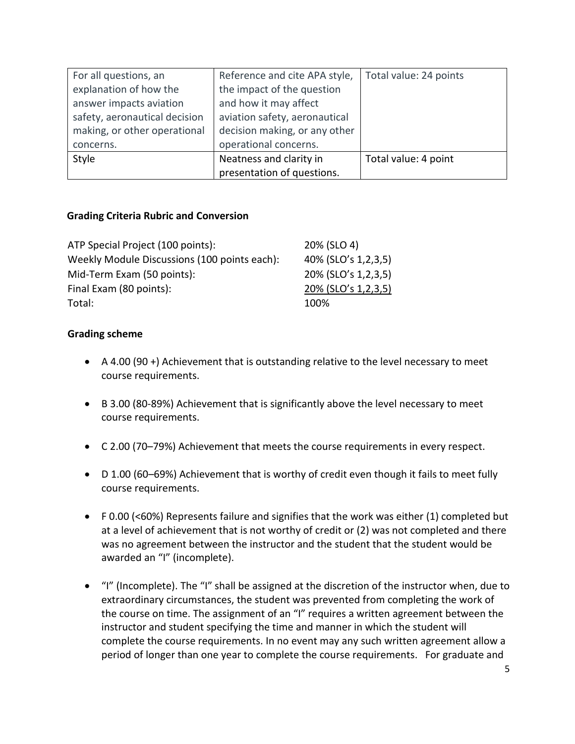| For all questions, an explanation of how the answer impacts aviation safety, aeronautical decision making, or other operational concerns. | Reference and cite APA style, the impact of the question and how it may affect aviation safety, aeronautical decision making, or any other operational concerns. | Total value: 24 points |
|---|---|---|
| Style | Neatness and clarity in presentation of questions. | Total value: 4 point |

**Grading Criteria Rubric and Conversion**

| | |
|---|---|
| ATP Special Project (100 points): | 20% (SLO 4) |
| Weekly Module Discussions (100 points each): | 40% (SLO's 1,2,3,5) |
| Mid-Term Exam (50 points): | 20% (SLO's 1,2,3,5) |
| Final Exam (80 points): | 20% (SLO's 1,2,3,5) |
| Total: | 100% |

**Grading scheme**

- A 4.00 (90 +) Achievement that is outstanding relative to the level necessary to meet course requirements.
- B 3.00 (80-89%) Achievement that is significantly above the level necessary to meet course requirements.
- C 2.00 (70–79%) Achievement that meets the course requirements in every respect.
- D 1.00 (60–69%) Achievement that is worthy of credit even though it fails to meet fully course requirements.
- F 0.00 (<60%) Represents failure and signifies that the work was either (1) completed but at a level of achievement that is not worthy of credit or (2) was not completed and there was no agreement between the instructor and the student that the student would be awarded an "I" (incomplete).
- "I" (Incomplete). The "I" shall be assigned at the discretion of the instructor when, due to extraordinary circumstances, the student was prevented from completing the work of the course on time. The assignment of an "I" requires a written agreement between the instructor and student specifying the time and manner in which the student will complete the course requirements. In no event may any such written agreement allow a period of longer than one year to complete the course requirements. For graduate and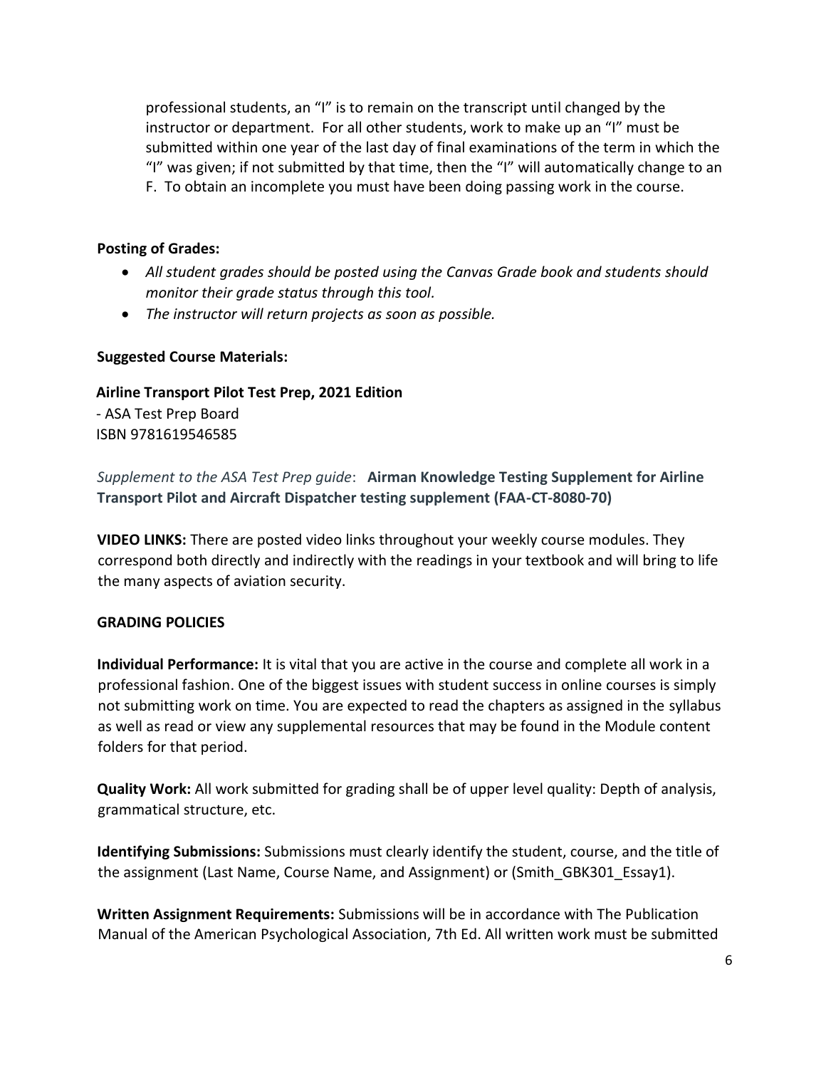professional students, an "I" is to remain on the transcript until changed by the instructor or department. For all other students, work to make up an "I" must be submitted within one year of the last day of final examinations of the term in which the "I" was given; if not submitted by that time, then the "I" will automatically change to an F. To obtain an incomplete you must have been doing passing work in the course.

**Posting of Grades:**

- *All student grades should be posted using the Canvas Grade book and students should monitor their grade status through this tool.*
- *The instructor will return projects as soon as possible.*

**Suggested Course Materials:**

**Airline Transport Pilot Test Prep, 2021 Edition**
- ASA Test Prep Board
ISBN 9781619546585

*Supplement to the ASA Test Prep guide*: **Airman Knowledge Testing Supplement for Airline Transport Pilot and Aircraft Dispatcher testing supplement (FAA-CT-8080-70)**

**VIDEO LINKS:** There are posted video links throughout your weekly course modules. They correspond both directly and indirectly with the readings in your textbook and will bring to life the many aspects of aviation security.

**GRADING POLICIES**

**Individual Performance:** It is vital that you are active in the course and complete all work in a professional fashion. One of the biggest issues with student success in online courses is simply not submitting work on time. You are expected to read the chapters as assigned in the syllabus as well as read or view any supplemental resources that may be found in the Module content folders for that period.

**Quality Work:** All work submitted for grading shall be of upper level quality: Depth of analysis, grammatical structure, etc.

**Identifying Submissions:** Submissions must clearly identify the student, course, and the title of the assignment (Last Name, Course Name, and Assignment) or (Smith_GBK301_Essay1).

**Written Assignment Requirements:** Submissions will be in accordance with The Publication Manual of the American Psychological Association, 7th Ed. All written work must be submitted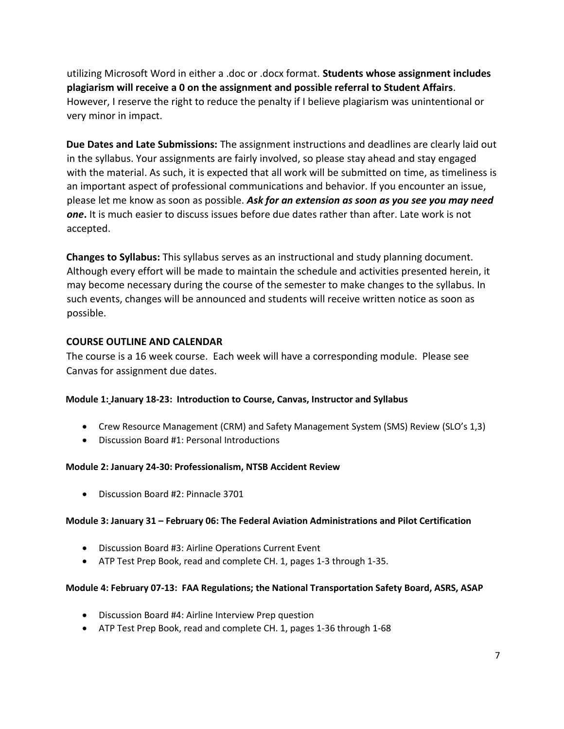utilizing Microsoft Word in either a .doc or .docx format. **Students whose assignment includes plagiarism will receive a 0 on the assignment and possible referral to Student Affairs**. However, I reserve the right to reduce the penalty if I believe plagiarism was unintentional or very minor in impact.

**Due Dates and Late Submissions:** The assignment instructions and deadlines are clearly laid out in the syllabus. Your assignments are fairly involved, so please stay ahead and stay engaged with the material. As such, it is expected that all work will be submitted on time, as timeliness is an important aspect of professional communications and behavior. If you encounter an issue, please let me know as soon as possible. ***Ask for an extension as soon as you see you may need one*.** It is much easier to discuss issues before due dates rather than after. Late work is not accepted.

**Changes to Syllabus:** This syllabus serves as an instructional and study planning document. Although every effort will be made to maintain the schedule and activities presented herein, it may become necessary during the course of the semester to make changes to the syllabus. In such events, changes will be announced and students will receive written notice as soon as possible.

## COURSE OUTLINE AND CALENDAR

The course is a 16 week course. Each week will have a corresponding module. Please see Canvas for assignment due dates.

#### Module 1: January 18-23: Introduction to Course, Canvas, Instructor and Syllabus

- Crew Resource Management (CRM) and Safety Management System (SMS) Review (SLO's 1,3)
- Discussion Board #1: Personal Introductions

#### Module 2: January 24-30: Professionalism, NTSB Accident Review

- Discussion Board #2: Pinnacle 3701

#### Module 3: January 31 – February 06: The Federal Aviation Administrations and Pilot Certification

- Discussion Board #3: Airline Operations Current Event
- ATP Test Prep Book, read and complete CH. 1, pages 1-3 through 1-35.

#### Module 4: February 07-13: FAA Regulations; the National Transportation Safety Board, ASRS, ASAP

- Discussion Board #4: Airline Interview Prep question
- ATP Test Prep Book, read and complete CH. 1, pages 1-36 through 1-68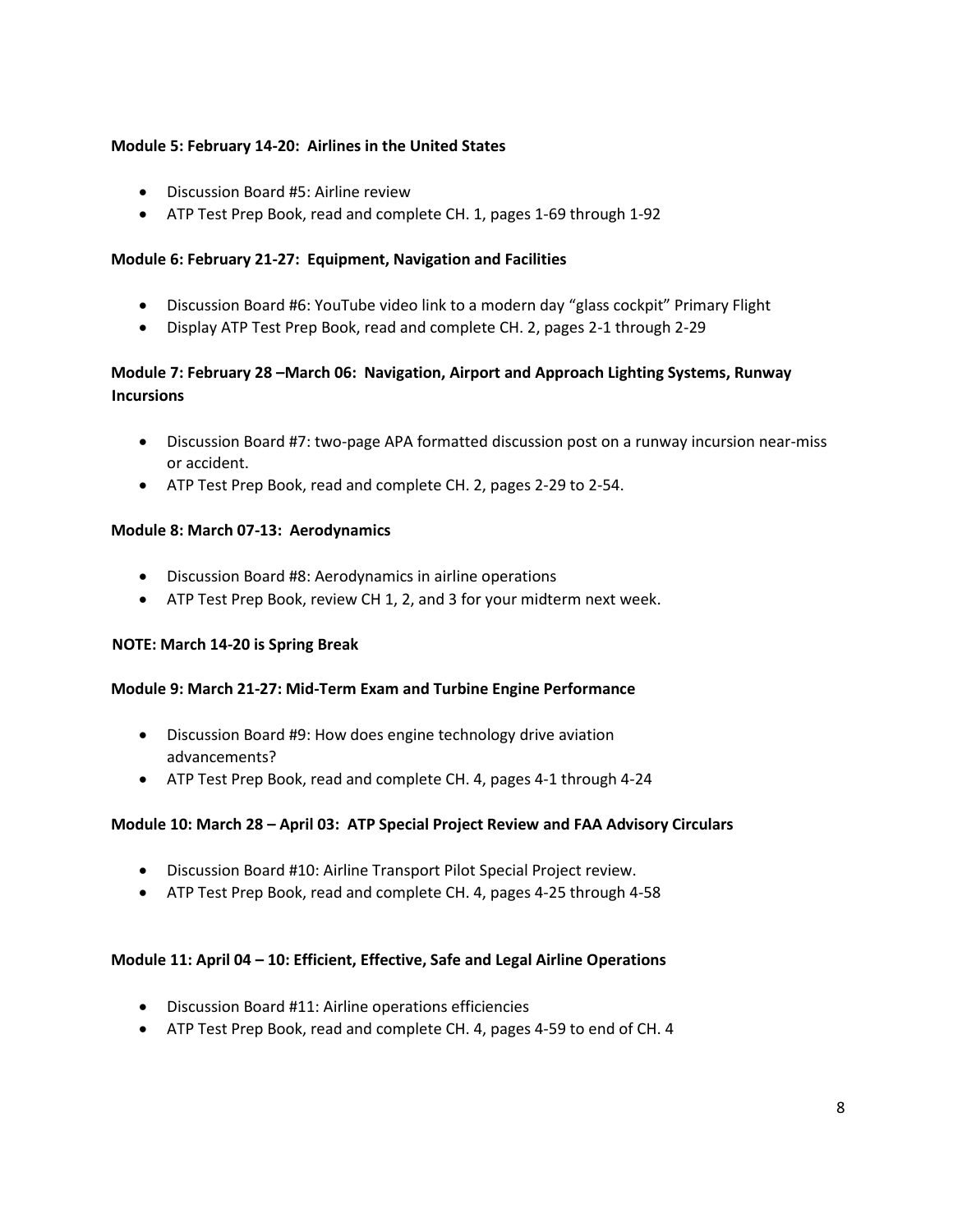**Module 5: February 14-20: Airlines in the United States**

- Discussion Board #5: Airline review
- ATP Test Prep Book, read and complete CH. 1, pages 1-69 through 1-92

**Module 6: February 21-27: Equipment, Navigation and Facilities**

- Discussion Board #6: YouTube video link to a modern day "glass cockpit" Primary Flight
- Display ATP Test Prep Book, read and complete CH. 2, pages 2-1 through 2-29

**Module 7: February 28 –March 06: Navigation, Airport and Approach Lighting Systems, Runway Incursions**

- Discussion Board #7: two-page APA formatted discussion post on a runway incursion near-miss or accident.
- ATP Test Prep Book, read and complete CH. 2, pages 2-29 to 2-54.

**Module 8: March 07-13: Aerodynamics**

- Discussion Board #8: Aerodynamics in airline operations
- ATP Test Prep Book, review CH 1, 2, and 3 for your midterm next week.

**NOTE: March 14-20 is Spring Break**

**Module 9: March 21-27: Mid-Term Exam and Turbine Engine Performance**

- Discussion Board #9: How does engine technology drive aviation advancements?
- ATP Test Prep Book, read and complete CH. 4, pages 4-1 through 4-24

**Module 10: March 28 – April 03: ATP Special Project Review and FAA Advisory Circulars**

- Discussion Board #10: Airline Transport Pilot Special Project review.
- ATP Test Prep Book, read and complete CH. 4, pages 4-25 through 4-58

**Module 11: April 04 – 10: Efficient, Effective, Safe and Legal Airline Operations**

- Discussion Board #11: Airline operations efficiencies
- ATP Test Prep Book, read and complete CH. 4, pages 4-59 to end of CH. 4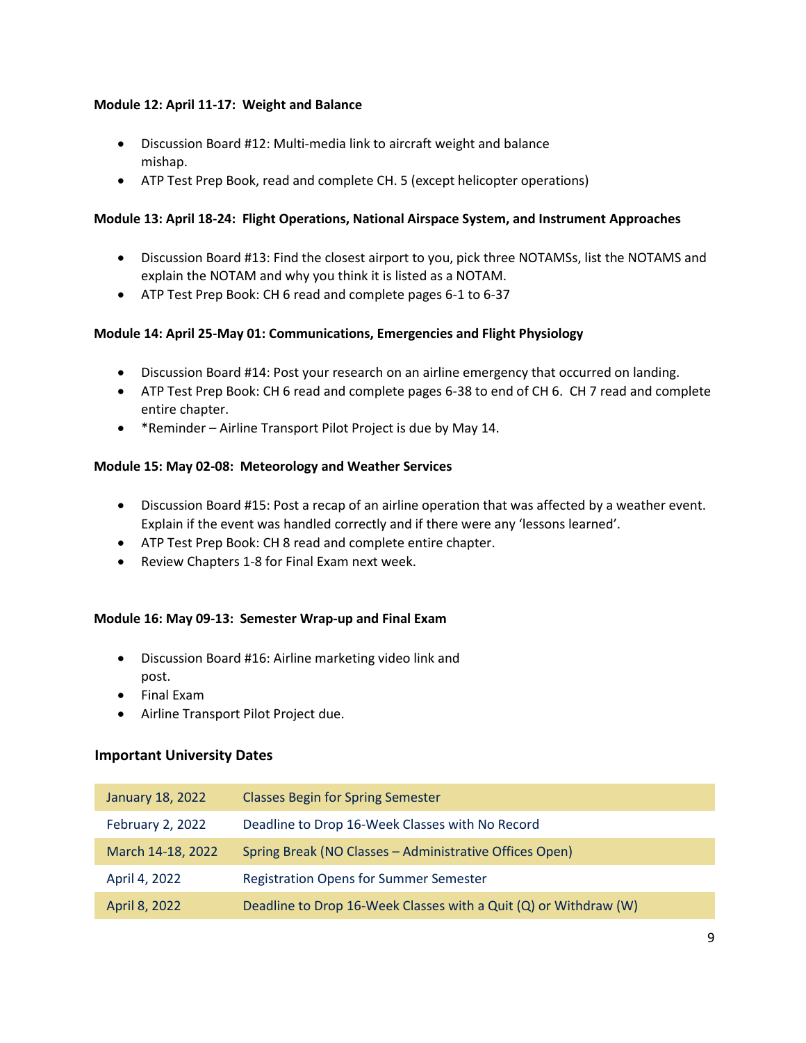**Module 12: April 11-17: Weight and Balance**

- Discussion Board #12: Multi-media link to aircraft weight and balance mishap.
- ATP Test Prep Book, read and complete CH. 5 (except helicopter operations)

**Module 13: April 18-24: Flight Operations, National Airspace System, and Instrument Approaches**

- Discussion Board #13: Find the closest airport to you, pick three NOTAMSs, list the NOTAMS and explain the NOTAM and why you think it is listed as a NOTAM.
- ATP Test Prep Book: CH 6 read and complete pages 6-1 to 6-37

**Module 14: April 25-May 01: Communications, Emergencies and Flight Physiology**

- Discussion Board #14: Post your research on an airline emergency that occurred on landing.
- ATP Test Prep Book: CH 6 read and complete pages 6-38 to end of CH 6. CH 7 read and complete entire chapter.
- *Reminder – Airline Transport Pilot Project is due by May 14.

**Module 15: May 02-08: Meteorology and Weather Services**

- Discussion Board #15: Post a recap of an airline operation that was affected by a weather event. Explain if the event was handled correctly and if there were any 'lessons learned'.
- ATP Test Prep Book: CH 8 read and complete entire chapter.
- Review Chapters 1-8 for Final Exam next week.

**Module 16: May 09-13: Semester Wrap-up and Final Exam**

- Discussion Board #16: Airline marketing video link and post.
- Final Exam
- Airline Transport Pilot Project due.

## Important University Dates

| | |
|---|---|
| January 18, 2022 | Classes Begin for Spring Semester |
| February 2, 2022 | Deadline to Drop 16-Week Classes with No Record |
| March 14-18, 2022 | Spring Break (NO Classes – Administrative Offices Open) |
| April 4, 2022 | Registration Opens for Summer Semester |
| April 8, 2022 | Deadline to Drop 16-Week Classes with a Quit (Q) or Withdraw (W) |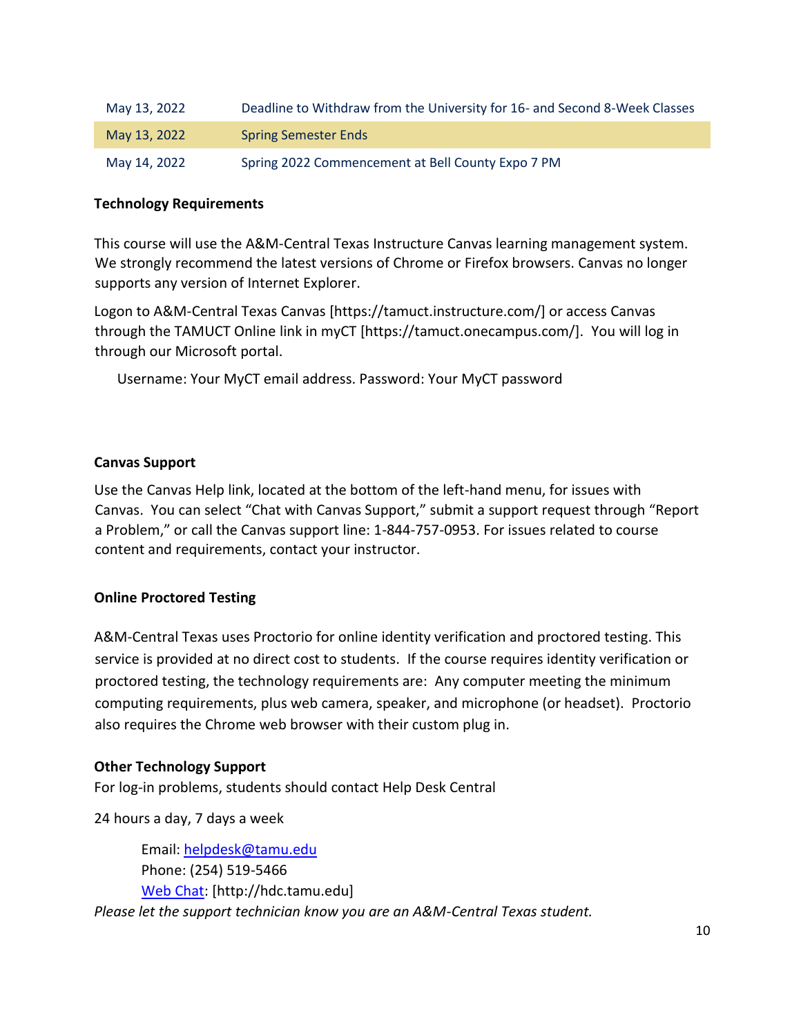| | |
|---|---|
| May 13, 2022 | Deadline to Withdraw from the University for 16- and Second 8-Week Classes |
| May 13, 2022 | Spring Semester Ends |
| May 14, 2022 | Spring 2022 Commencement at Bell County Expo 7 PM |

**Technology Requirements**

This course will use the A&M-Central Texas Instructure Canvas learning management system. We strongly recommend the latest versions of Chrome or Firefox browsers. Canvas no longer supports any version of Internet Explorer.

Logon to A&M-Central Texas Canvas [https://tamuct.instructure.com/] or access Canvas through the TAMUCT Online link in myCT [https://tamuct.onecampus.com/]. You will log in through our Microsoft portal.

Username: Your MyCT email address. Password: Your MyCT password

**Canvas Support**

Use the Canvas Help link, located at the bottom of the left-hand menu, for issues with Canvas. You can select "Chat with Canvas Support," submit a support request through "Report a Problem," or call the Canvas support line: 1-844-757-0953. For issues related to course content and requirements, contact your instructor.

**Online Proctored Testing**

A&M-Central Texas uses Proctorio for online identity verification and proctored testing. This service is provided at no direct cost to students. If the course requires identity verification or proctored testing, the technology requirements are: Any computer meeting the minimum computing requirements, plus web camera, speaker, and microphone (or headset). Proctorio also requires the Chrome web browser with their custom plug in.

**Other Technology Support**

For log-in problems, students should contact Help Desk Central

24 hours a day, 7 days a week

Email: helpdesk@tamu.edu
Phone: (254) 519-5466
Web Chat: [http://hdc.tamu.edu]

*Please let the support technician know you are an A&M-Central Texas student.*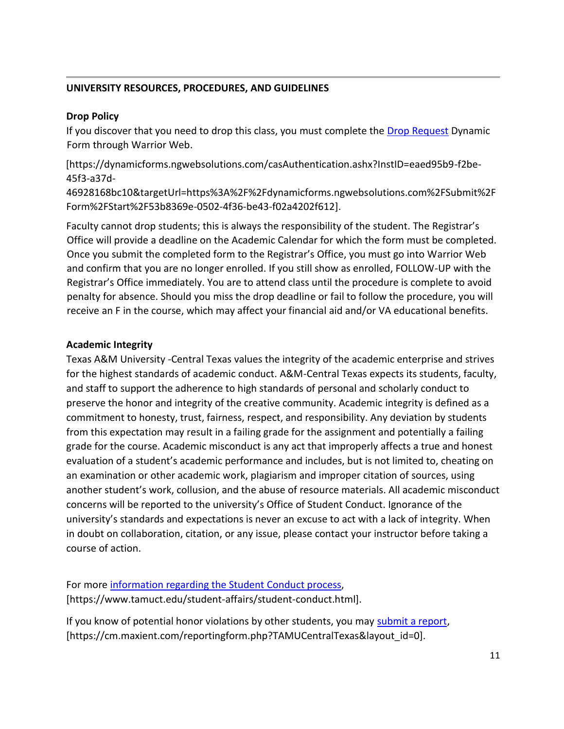## UNIVERSITY RESOURCES, PROCEDURES, AND GUIDELINES

### Drop Policy

If you discover that you need to drop this class, you must complete the Drop Request Dynamic Form through Warrior Web.

[https://dynamicforms.ngwebsolutions.com/casAuthentication.ashx?InstID=eaed95b9-f2be-45f3-a37d-46928168bc10&targetUrl=https%3A%2F%2Fdynamicforms.ngwebsolutions.com%2FSubmit%2FForm%2FStart%2F53b8369e-0502-4f36-be43-f02a4202f612].

Faculty cannot drop students; this is always the responsibility of the student. The Registrar's Office will provide a deadline on the Academic Calendar for which the form must be completed. Once you submit the completed form to the Registrar's Office, you must go into Warrior Web and confirm that you are no longer enrolled. If you still show as enrolled, FOLLOW-UP with the Registrar's Office immediately. You are to attend class until the procedure is complete to avoid penalty for absence. Should you miss the drop deadline or fail to follow the procedure, you will receive an F in the course, which may affect your financial aid and/or VA educational benefits.

### Academic Integrity

Texas A&M University -Central Texas values the integrity of the academic enterprise and strives for the highest standards of academic conduct. A&M-Central Texas expects its students, faculty, and staff to support the adherence to high standards of personal and scholarly conduct to preserve the honor and integrity of the creative community. Academic integrity is defined as a commitment to honesty, trust, fairness, respect, and responsibility. Any deviation by students from this expectation may result in a failing grade for the assignment and potentially a failing grade for the course. Academic misconduct is any act that improperly affects a true and honest evaluation of a student's academic performance and includes, but is not limited to, cheating on an examination or other academic work, plagiarism and improper citation of sources, using another student's work, collusion, and the abuse of resource materials. All academic misconduct concerns will be reported to the university's Office of Student Conduct. Ignorance of the university's standards and expectations is never an excuse to act with a lack of integrity. When in doubt on collaboration, citation, or any issue, please contact your instructor before taking a course of action.

For more information regarding the Student Conduct process, [https://www.tamuct.edu/student-affairs/student-conduct.html].

If you know of potential honor violations by other students, you may submit a report, [https://cm.maxient.com/reportingform.php?TAMUCentralTexas&layout_id=0].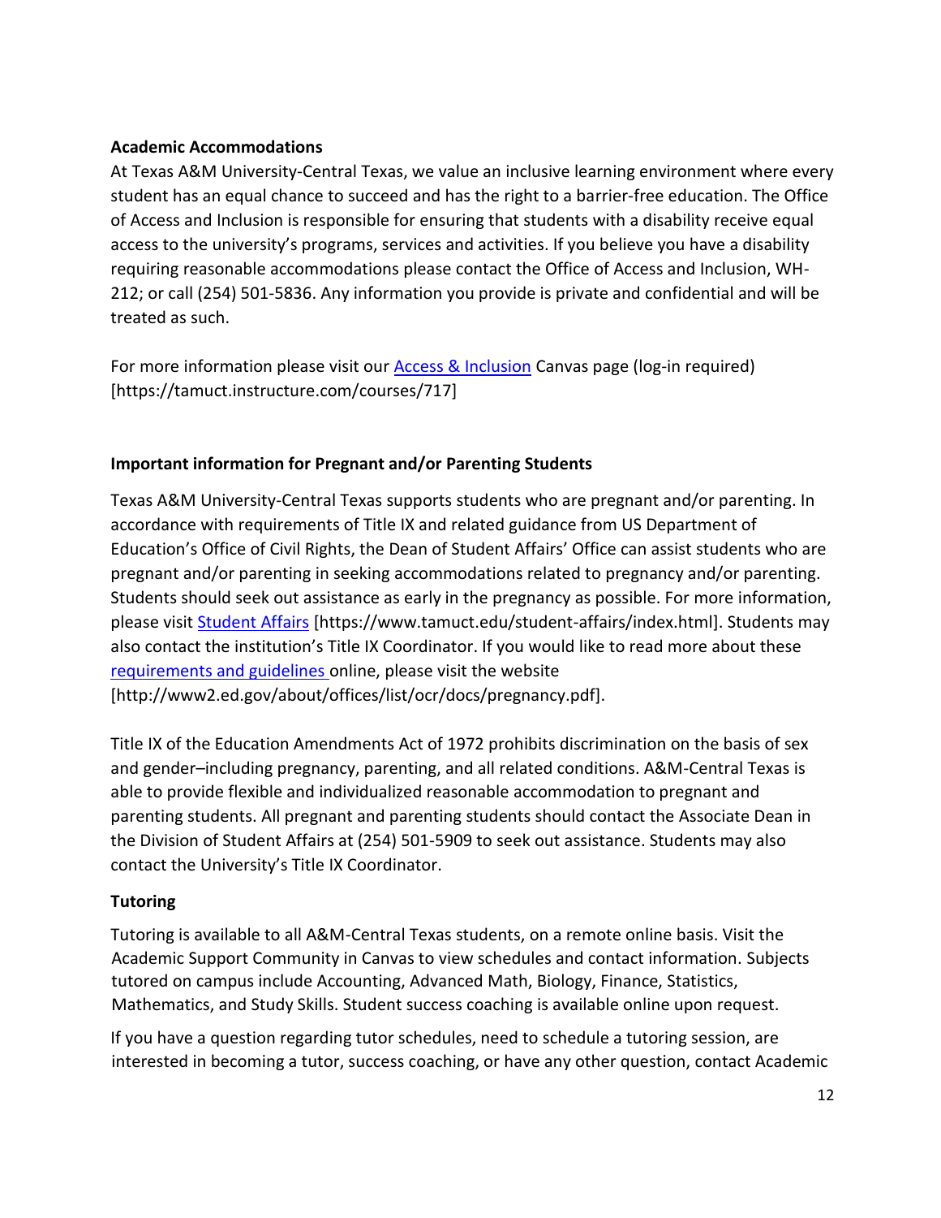**Academic Accommodations**

At Texas A&M University-Central Texas, we value an inclusive learning environment where every student has an equal chance to succeed and has the right to a barrier-free education. The Office of Access and Inclusion is responsible for ensuring that students with a disability receive equal access to the university's programs, services and activities. If you believe you have a disability requiring reasonable accommodations please contact the Office of Access and Inclusion, WH-212; or call (254) 501-5836. Any information you provide is private and confidential and will be treated as such.

For more information please visit our Access & Inclusion Canvas page (log-in required) [https://tamuct.instructure.com/courses/717]

**Important information for Pregnant and/or Parenting Students**

Texas A&M University-Central Texas supports students who are pregnant and/or parenting. In accordance with requirements of Title IX and related guidance from US Department of Education's Office of Civil Rights, the Dean of Student Affairs' Office can assist students who are pregnant and/or parenting in seeking accommodations related to pregnancy and/or parenting. Students should seek out assistance as early in the pregnancy as possible. For more information, please visit Student Affairs [https://www.tamuct.edu/student-affairs/index.html]. Students may also contact the institution's Title IX Coordinator. If you would like to read more about these requirements and guidelines online, please visit the website [http://www2.ed.gov/about/offices/list/ocr/docs/pregnancy.pdf].

Title IX of the Education Amendments Act of 1972 prohibits discrimination on the basis of sex and gender–including pregnancy, parenting, and all related conditions. A&M-Central Texas is able to provide flexible and individualized reasonable accommodation to pregnant and parenting students. All pregnant and parenting students should contact the Associate Dean in the Division of Student Affairs at (254) 501-5909 to seek out assistance. Students may also contact the University's Title IX Coordinator.

**Tutoring**

Tutoring is available to all A&M-Central Texas students, on a remote online basis. Visit the Academic Support Community in Canvas to view schedules and contact information. Subjects tutored on campus include Accounting, Advanced Math, Biology, Finance, Statistics, Mathematics, and Study Skills. Student success coaching is available online upon request.

If you have a question regarding tutor schedules, need to schedule a tutoring session, are interested in becoming a tutor, success coaching, or have any other question, contact Academic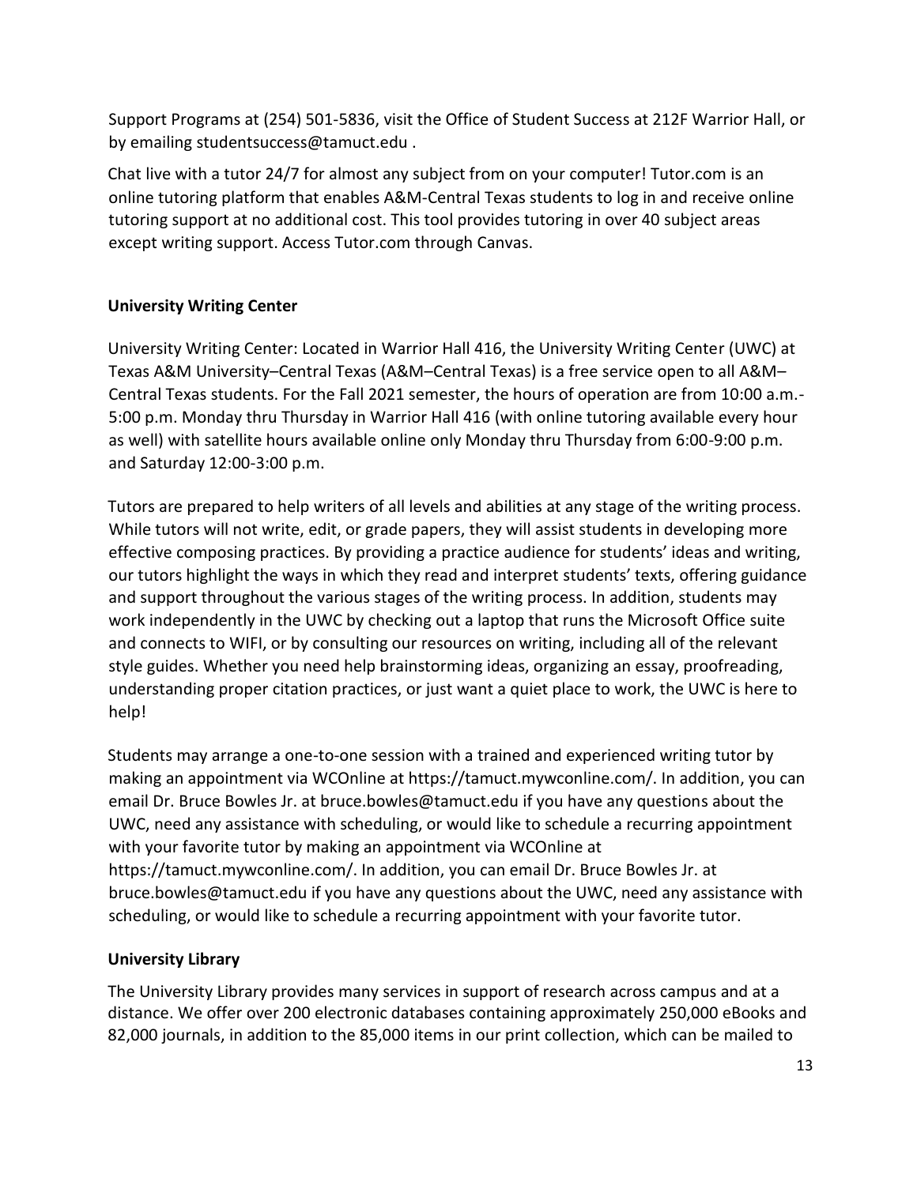Support Programs at (254) 501-5836, visit the Office of Student Success at 212F Warrior Hall, or by emailing studentsuccess@tamuct.edu .

Chat live with a tutor 24/7 for almost any subject from on your computer! Tutor.com is an online tutoring platform that enables A&M-Central Texas students to log in and receive online tutoring support at no additional cost. This tool provides tutoring in over 40 subject areas except writing support. Access Tutor.com through Canvas.

**University Writing Center**

University Writing Center: Located in Warrior Hall 416, the University Writing Center (UWC) at Texas A&M University–Central Texas (A&M–Central Texas) is a free service open to all A&M–Central Texas students. For the Fall 2021 semester, the hours of operation are from 10:00 a.m.-5:00 p.m. Monday thru Thursday in Warrior Hall 416 (with online tutoring available every hour as well) with satellite hours available online only Monday thru Thursday from 6:00-9:00 p.m. and Saturday 12:00-3:00 p.m.

Tutors are prepared to help writers of all levels and abilities at any stage of the writing process. While tutors will not write, edit, or grade papers, they will assist students in developing more effective composing practices. By providing a practice audience for students' ideas and writing, our tutors highlight the ways in which they read and interpret students' texts, offering guidance and support throughout the various stages of the writing process. In addition, students may work independently in the UWC by checking out a laptop that runs the Microsoft Office suite and connects to WIFI, or by consulting our resources on writing, including all of the relevant style guides. Whether you need help brainstorming ideas, organizing an essay, proofreading, understanding proper citation practices, or just want a quiet place to work, the UWC is here to help!

Students may arrange a one-to-one session with a trained and experienced writing tutor by making an appointment via WCOnline at https://tamuct.mywconline.com/. In addition, you can email Dr. Bruce Bowles Jr. at bruce.bowles@tamuct.edu if you have any questions about the UWC, need any assistance with scheduling, or would like to schedule a recurring appointment with your favorite tutor by making an appointment via WCOnline at https://tamuct.mywconline.com/. In addition, you can email Dr. Bruce Bowles Jr. at bruce.bowles@tamuct.edu if you have any questions about the UWC, need any assistance with scheduling, or would like to schedule a recurring appointment with your favorite tutor.

**University Library**

The University Library provides many services in support of research across campus and at a distance. We offer over 200 electronic databases containing approximately 250,000 eBooks and 82,000 journals, in addition to the 85,000 items in our print collection, which can be mailed to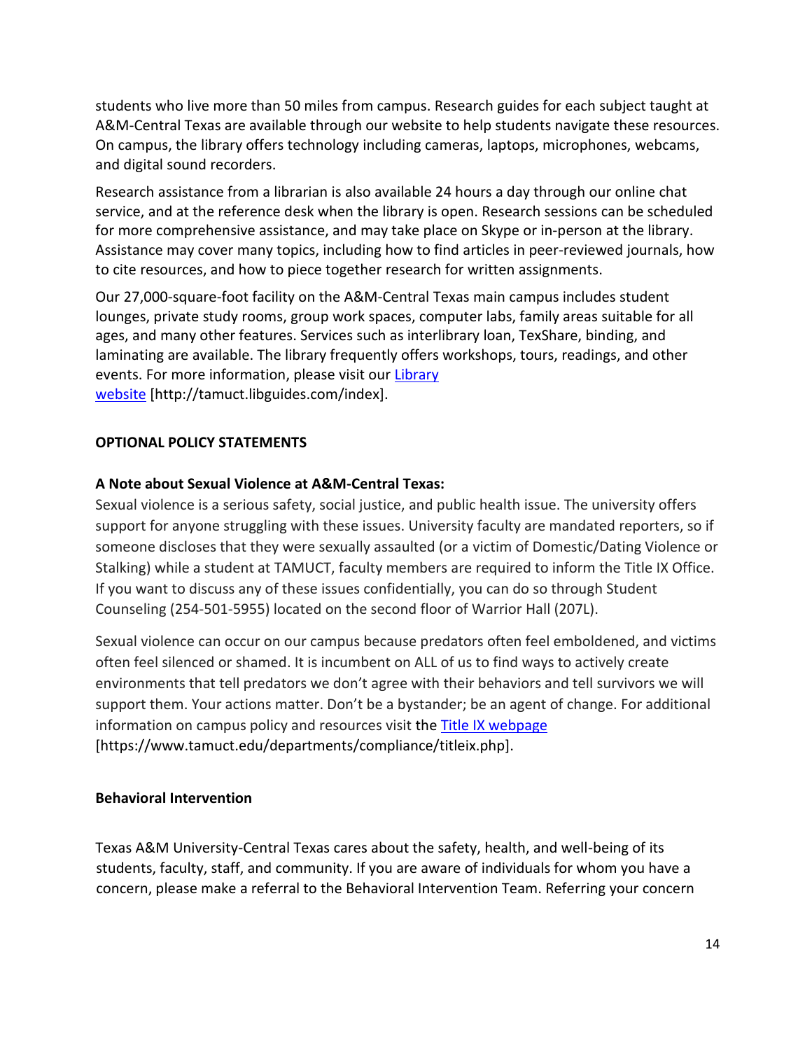students who live more than 50 miles from campus. Research guides for each subject taught at A&M-Central Texas are available through our website to help students navigate these resources. On campus, the library offers technology including cameras, laptops, microphones, webcams, and digital sound recorders.

Research assistance from a librarian is also available 24 hours a day through our online chat service, and at the reference desk when the library is open. Research sessions can be scheduled for more comprehensive assistance, and may take place on Skype or in-person at the library. Assistance may cover many topics, including how to find articles in peer-reviewed journals, how to cite resources, and how to piece together research for written assignments.

Our 27,000-square-foot facility on the A&M-Central Texas main campus includes student lounges, private study rooms, group work spaces, computer labs, family areas suitable for all ages, and many other features. Services such as interlibrary loan, TexShare, binding, and laminating are available. The library frequently offers workshops, tours, readings, and other events. For more information, please visit our Library website [http://tamuct.libguides.com/index].

**OPTIONAL POLICY STATEMENTS**

**A Note about Sexual Violence at A&M-Central Texas:**

Sexual violence is a serious safety, social justice, and public health issue. The university offers support for anyone struggling with these issues. University faculty are mandated reporters, so if someone discloses that they were sexually assaulted (or a victim of Domestic/Dating Violence or Stalking) while a student at TAMUCT, faculty members are required to inform the Title IX Office. If you want to discuss any of these issues confidentially, you can do so through Student Counseling (254-501-5955) located on the second floor of Warrior Hall (207L).

Sexual violence can occur on our campus because predators often feel emboldened, and victims often feel silenced or shamed. It is incumbent on ALL of us to find ways to actively create environments that tell predators we don't agree with their behaviors and tell survivors we will support them. Your actions matter. Don't be a bystander; be an agent of change. For additional information on campus policy and resources visit the Title IX webpage [https://www.tamuct.edu/departments/compliance/titleix.php].

**Behavioral Intervention**

Texas A&M University-Central Texas cares about the safety, health, and well-being of its students, faculty, staff, and community. If you are aware of individuals for whom you have a concern, please make a referral to the Behavioral Intervention Team. Referring your concern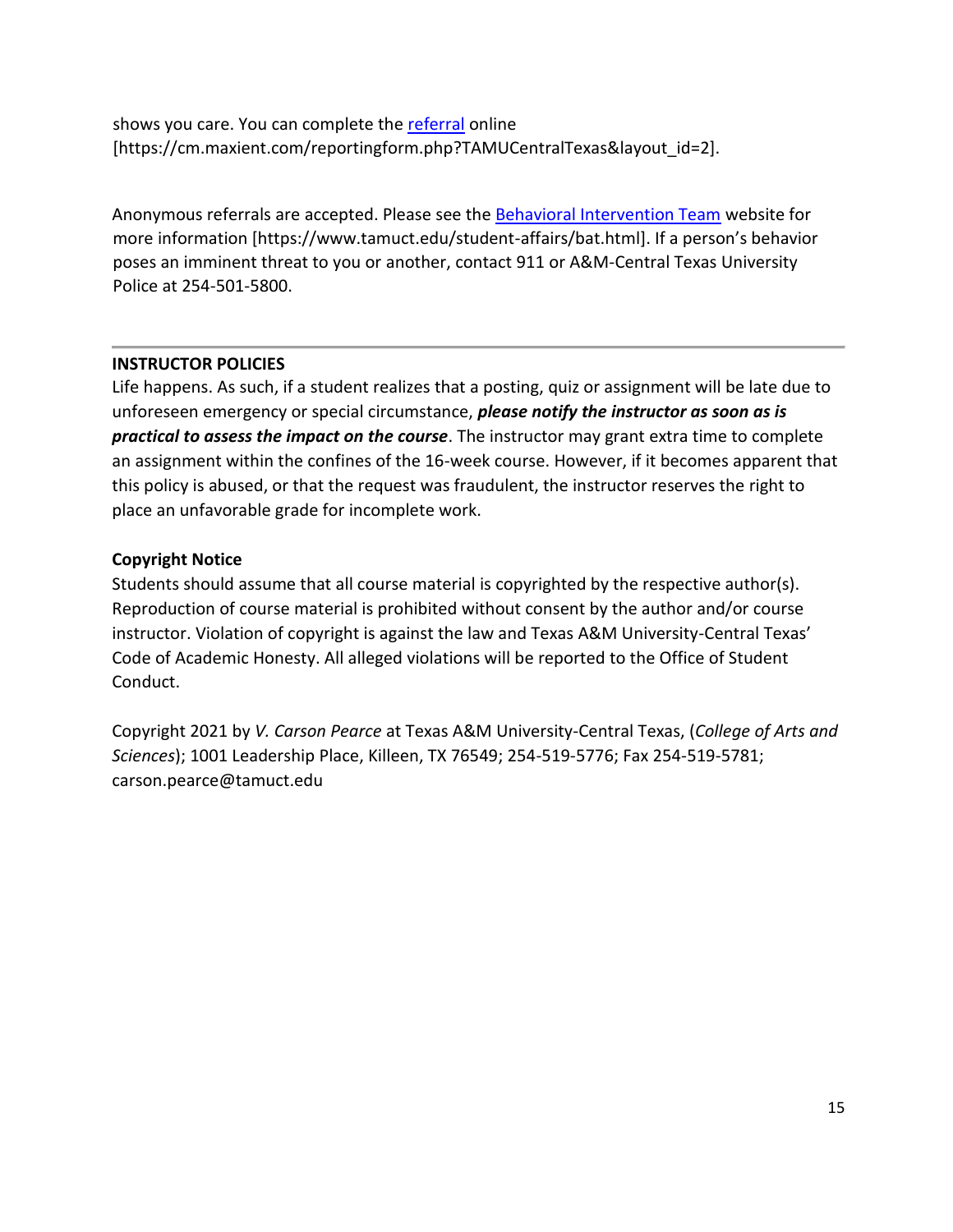shows you care. You can complete the [referral](https://cm.maxient.com/reportingform.php?TAMUCentralTexas&layout_id=2) online [https://cm.maxient.com/reportingform.php?TAMUCentralTexas&layout_id=2].

Anonymous referrals are accepted. Please see the [Behavioral Intervention Team](https://www.tamuct.edu/student-affairs/bat.html) website for more information [https://www.tamuct.edu/student-affairs/bat.html]. If a person's behavior poses an imminent threat to you or another, contact 911 or A&M-Central Texas University Police at 254-501-5800.

---

**INSTRUCTOR POLICIES**

Life happens. As such, if a student realizes that a posting, quiz or assignment will be late due to unforeseen emergency or special circumstance, ***please notify the instructor as soon as is practical to assess the impact on the course***. The instructor may grant extra time to complete an assignment within the confines of the 16-week course. However, if it becomes apparent that this policy is abused, or that the request was fraudulent, the instructor reserves the right to place an unfavorable grade for incomplete work.

**Copyright Notice**

Students should assume that all course material is copyrighted by the respective author(s). Reproduction of course material is prohibited without consent by the author and/or course instructor. Violation of copyright is against the law and Texas A&M University-Central Texas' Code of Academic Honesty. All alleged violations will be reported to the Office of Student Conduct.

Copyright 2021 by *V. Carson Pearce* at Texas A&M University-Central Texas, (*College of Arts and Sciences*); 1001 Leadership Place, Killeen, TX 76549; 254-519-5776; Fax 254-519-5781; carson.pearce@tamuct.edu